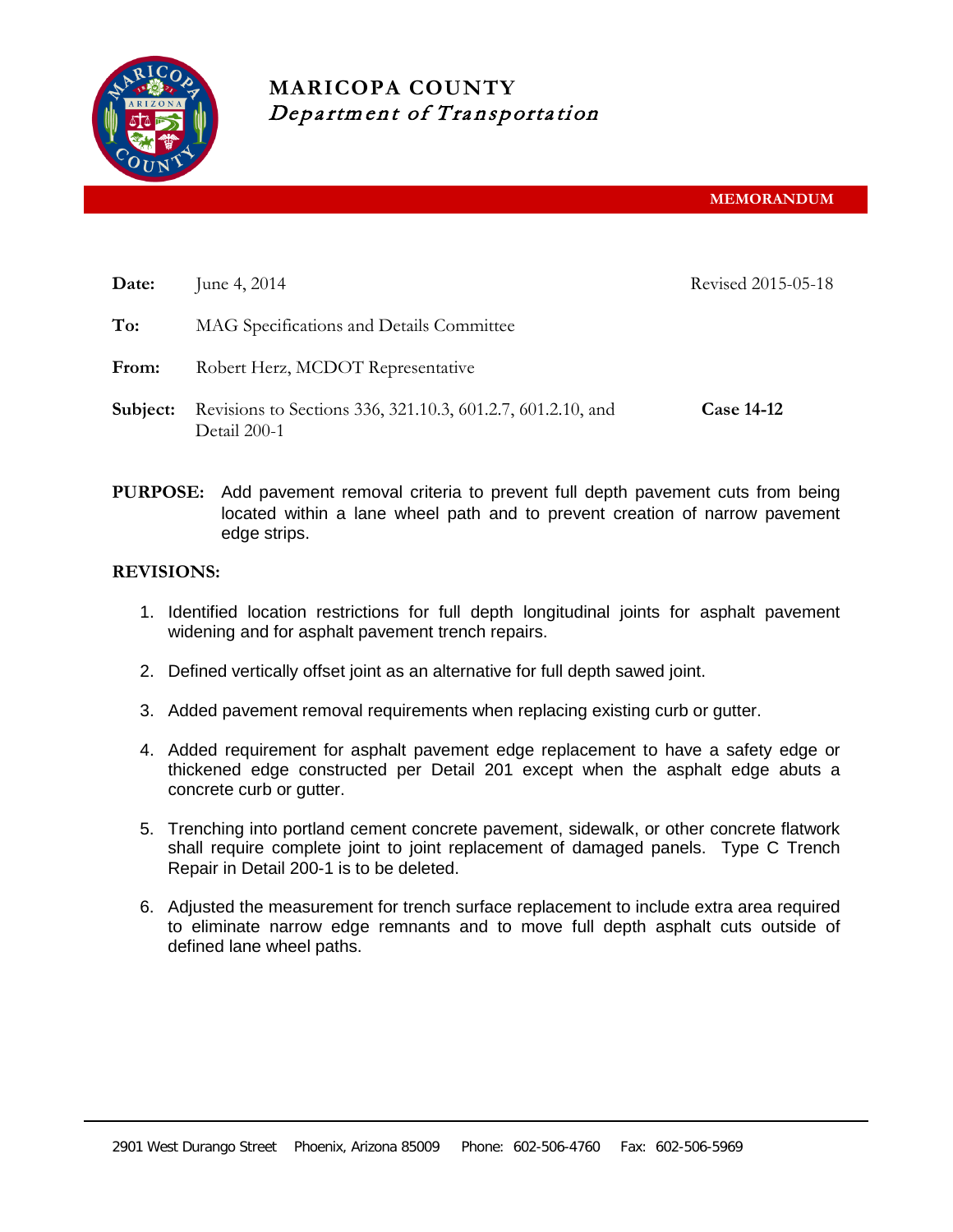# MARICOPA COUNTY
*Department of Transportation*

**MEMORANDUM**

**Date:** June 4, 2014 Revised 2015-05-18

**To:** MAG Specifications and Details Committee

**From:** Robert Herz, MCDOT Representative

**Subject:** Revisions to Sections 336, 321.10.3, 601.2.7, 601.2.10, and Detail 200-1 **Case 14-12**

**PURPOSE:** Add pavement removal criteria to prevent full depth pavement cuts from being located within a lane wheel path and to prevent creation of narrow pavement edge strips.

**REVISIONS:**

1. Identified location restrictions for full depth longitudinal joints for asphalt pavement widening and for asphalt pavement trench repairs.

2. Defined vertically offset joint as an alternative for full depth sawed joint.

3. Added pavement removal requirements when replacing existing curb or gutter.

4. Added requirement for asphalt pavement edge replacement to have a safety edge or thickened edge constructed per Detail 201 except when the asphalt edge abuts a concrete curb or gutter.

5. Trenching into portland cement concrete pavement, sidewalk, or other concrete flatwork shall require complete joint to joint replacement of damaged panels. Type C Trench Repair in Detail 200-1 is to be deleted.

6. Adjusted the measurement for trench surface replacement to include extra area required to eliminate narrow edge remnants and to move full depth asphalt cuts outside of defined lane wheel paths.

2901 West Durango Street Phoenix, Arizona 85009 Phone: 602-506-4760 Fax: 602-506-5969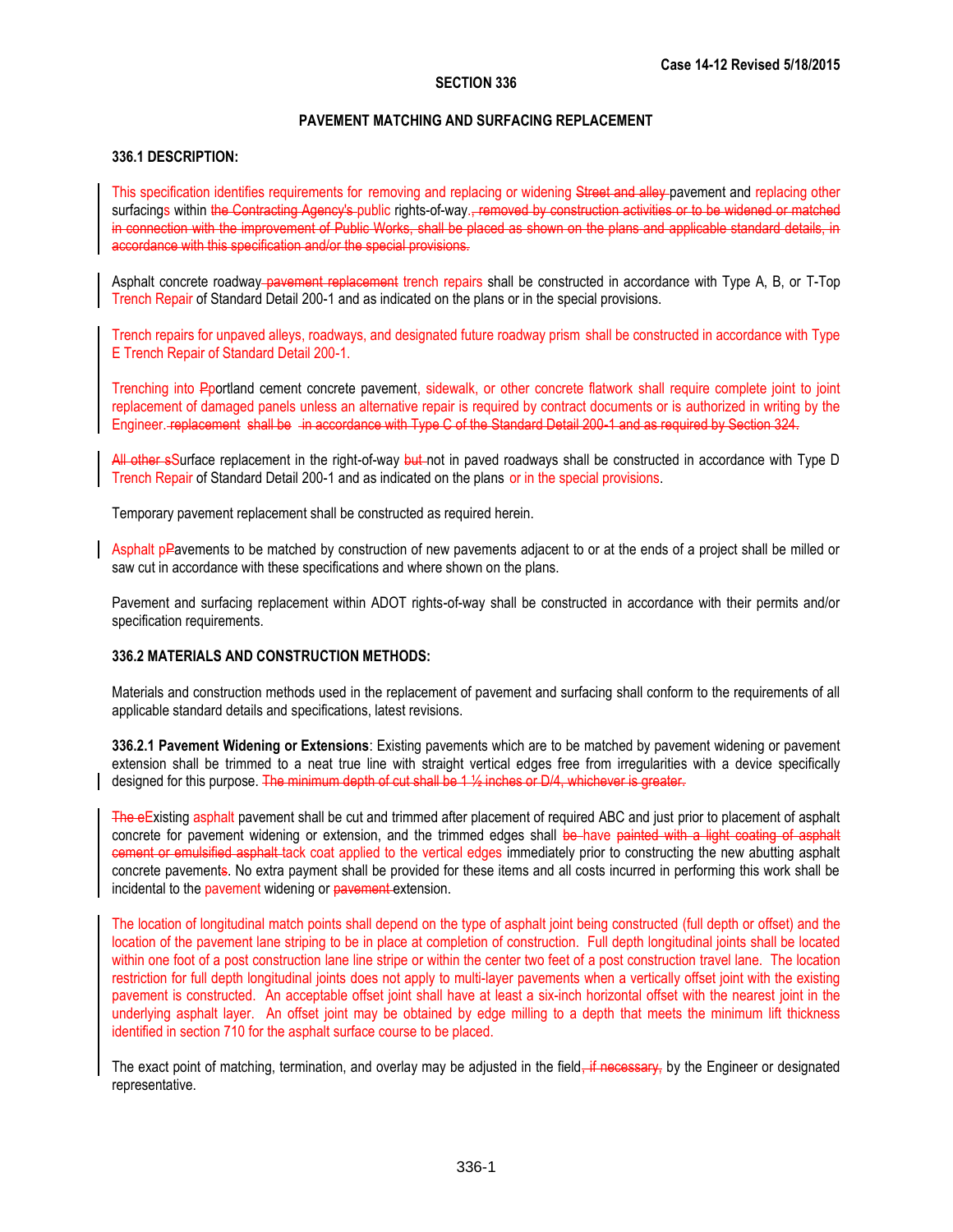## SECTION 336

### PAVEMENT MATCHING AND SURFACING REPLACEMENT

### 336.1 DESCRIPTION:

This specification identifies requirements for removing and replacing or widening ~~Street and alley~~ pavement and replacing other surfacings within ~~the Contracting Agency's~~ public rights-of-way.~~, removed by construction activities or to be widened or matched in connection with the improvement of Public Works, shall be placed as shown on the plans and applicable standard details, in accordance with this specification and/or the special provisions.~~

Asphalt concrete roadway ~~pavement replacement~~ trench repairs shall be constructed in accordance with Type A, B, or T-Top Trench Repair of Standard Detail 200-1 and as indicated on the plans or in the special provisions.

Trench repairs for unpaved alleys, roadways, and designated future roadway prism shall be constructed in accordance with Type E Trench Repair of Standard Detail 200-1.

Trenching into ~~P~~portland cement concrete pavement, sidewalk, or other concrete flatwork shall require complete joint to joint replacement of damaged panels unless an alternative repair is required by contract documents or is authorized in writing by the Engineer. ~~replacement shall be in accordance with Type C of the Standard Detail 200-1 and as required by Section 324.~~

~~All other s~~Surface replacement in the right-of-way ~~but~~ not in paved roadways shall be constructed in accordance with Type D Trench Repair of Standard Detail 200-1 and as indicated on the plans or in the special provisions.

Temporary pavement replacement shall be constructed as required herein.

Asphalt p~~P~~avements to be matched by construction of new pavements adjacent to or at the ends of a project shall be milled or saw cut in accordance with these specifications and where shown on the plans.

Pavement and surfacing replacement within ADOT rights-of-way shall be constructed in accordance with their permits and/or specification requirements.

### 336.2 MATERIALS AND CONSTRUCTION METHODS:

Materials and construction methods used in the replacement of pavement and surfacing shall conform to the requirements of all applicable standard details and specifications, latest revisions.

**336.2.1 Pavement Widening or Extensions**: Existing pavements which are to be matched by pavement widening or pavement extension shall be trimmed to a neat true line with straight vertical edges free from irregularities with a device specifically designed for this purpose. ~~The minimum depth of cut shall be 1 ½ inches or D/4, whichever is greater.~~

~~The e~~Existing asphalt pavement shall be cut and trimmed after placement of required ABC and just prior to placement of asphalt concrete for pavement widening or extension, and the trimmed edges shall ~~be~~ have ~~painted with a light coating of asphalt cement or emulsified asphalt~~ tack coat applied to the vertical edges immediately prior to constructing the new abutting asphalt concrete pavement~~s~~. No extra payment shall be provided for these items and all costs incurred in performing this work shall be incidental to the pavement widening or ~~pavement~~ extension.

The location of longitudinal match points shall depend on the type of asphalt joint being constructed (full depth or offset) and the location of the pavement lane striping to be in place at completion of construction. Full depth longitudinal joints shall be located within one foot of a post construction lane line stripe or within the center two feet of a post construction travel lane. The location restriction for full depth longitudinal joints does not apply to multi-layer pavements when a vertically offset joint with the existing pavement is constructed. An acceptable offset joint shall have at least a six-inch horizontal offset with the nearest joint in the underlying asphalt layer. An offset joint may be obtained by edge milling to a depth that meets the minimum lift thickness identified in section 710 for the asphalt surface course to be placed.

The exact point of matching, termination, and overlay may be adjusted in the field~~, if necessary,~~ by the Engineer or designated representative.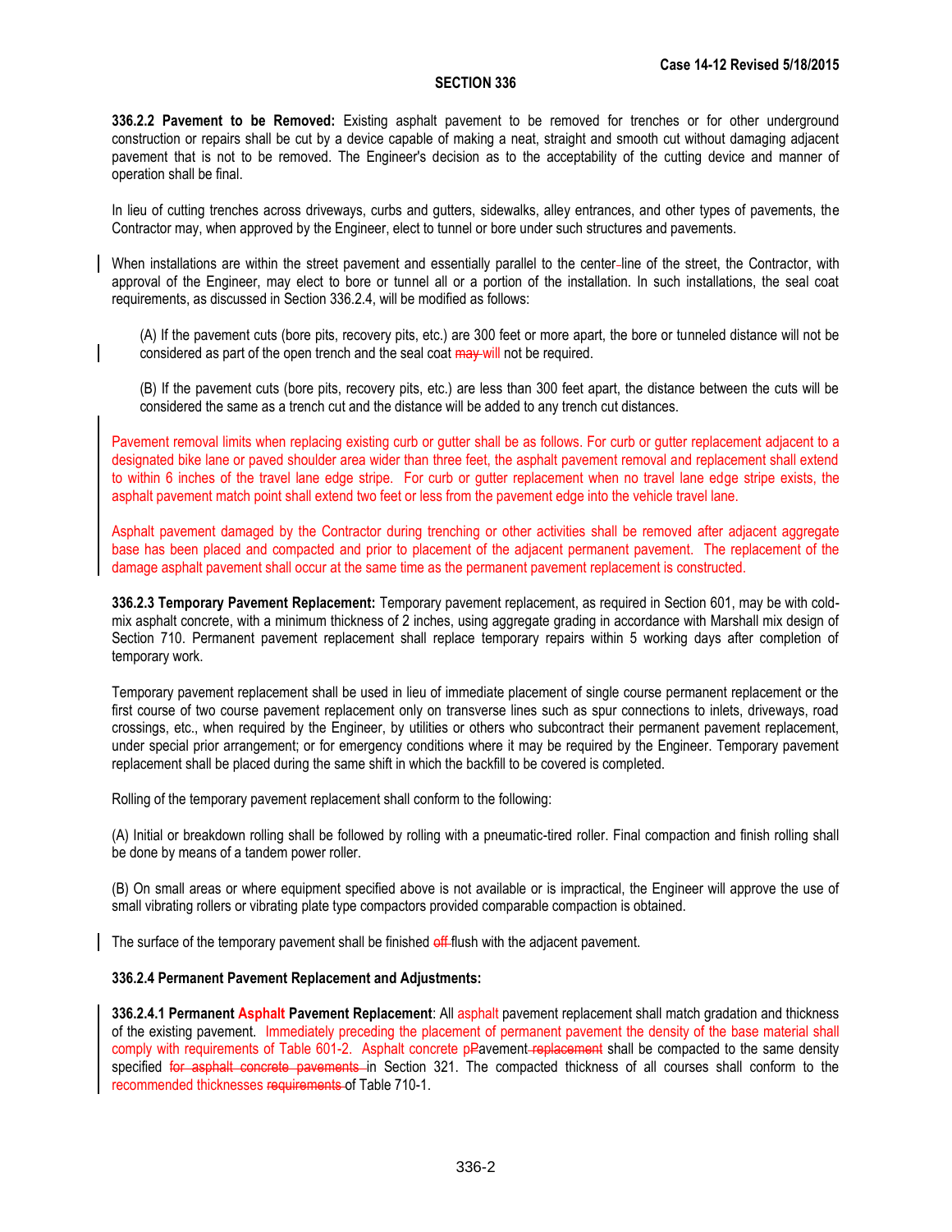**Case 14-12 Revised 5/18/2015**

## SECTION 336

**336.2.2 Pavement to be Removed:** Existing asphalt pavement to be removed for trenches or for other underground construction or repairs shall be cut by a device capable of making a neat, straight and smooth cut without damaging adjacent pavement that is not to be removed. The Engineer's decision as to the acceptability of the cutting device and manner of operation shall be final.

In lieu of cutting trenches across driveways, curbs and gutters, sidewalks, alley entrances, and other types of pavements, the Contractor may, when approved by the Engineer, elect to tunnel or bore under such structures and pavements.

When installations are within the street pavement and essentially parallel to the center-line of the street, the Contractor, with approval of the Engineer, may elect to bore or tunnel all or a portion of the installation. In such installations, the seal coat requirements, as discussed in Section 336.2.4, will be modified as follows:

(A) If the pavement cuts (bore pits, recovery pits, etc.) are 300 feet or more apart, the bore or tunneled distance will not be considered as part of the open trench and the seal coat ~~may~~ will not be required.

(B) If the pavement cuts (bore pits, recovery pits, etc.) are less than 300 feet apart, the distance between the cuts will be considered the same as a trench cut and the distance will be added to any trench cut distances.

Pavement removal limits when replacing existing curb or gutter shall be as follows. For curb or gutter replacement adjacent to a designated bike lane or paved shoulder area wider than three feet, the asphalt pavement removal and replacement shall extend to within 6 inches of the travel lane edge stripe. For curb or gutter replacement when no travel lane edge stripe exists, the asphalt pavement match point shall extend two feet or less from the pavement edge into the vehicle travel lane.

Asphalt pavement damaged by the Contractor during trenching or other activities shall be removed after adjacent aggregate base has been placed and compacted and prior to placement of the adjacent permanent pavement. The replacement of the damage asphalt pavement shall occur at the same time as the permanent pavement replacement is constructed.

**336.2.3 Temporary Pavement Replacement:** Temporary pavement replacement, as required in Section 601, may be with cold-mix asphalt concrete, with a minimum thickness of 2 inches, using aggregate grading in accordance with Marshall mix design of Section 710. Permanent pavement replacement shall replace temporary repairs within 5 working days after completion of temporary work.

Temporary pavement replacement shall be used in lieu of immediate placement of single course permanent replacement or the first course of two course pavement replacement only on transverse lines such as spur connections to inlets, driveways, road crossings, etc., when required by the Engineer, by utilities or others who subcontract their permanent pavement replacement, under special prior arrangement; or for emergency conditions where it may be required by the Engineer. Temporary pavement replacement shall be placed during the same shift in which the backfill to be covered is completed.

Rolling of the temporary pavement replacement shall conform to the following:

(A) Initial or breakdown rolling shall be followed by rolling with a pneumatic-tired roller. Final compaction and finish rolling shall be done by means of a tandem power roller.

(B) On small areas or where equipment specified above is not available or is impractical, the Engineer will approve the use of small vibrating rollers or vibrating plate type compactors provided comparable compaction is obtained.

The surface of the temporary pavement shall be finished ~~off~~ flush with the adjacent pavement.

**336.2.4 Permanent Pavement Replacement and Adjustments:**

**336.2.4.1 Permanent Asphalt Pavement Replacement**: All asphalt pavement replacement shall match gradation and thickness of the existing pavement. Immediately preceding the placement of permanent pavement the density of the base material shall comply with requirements of Table 601-2. Asphalt concrete p~~P~~avement ~~replacement~~ shall be compacted to the same density specified ~~for asphalt concrete pavements~~ in Section 321. The compacted thickness of all courses shall conform to the recommended thicknesses ~~requirements~~ of Table 710-1.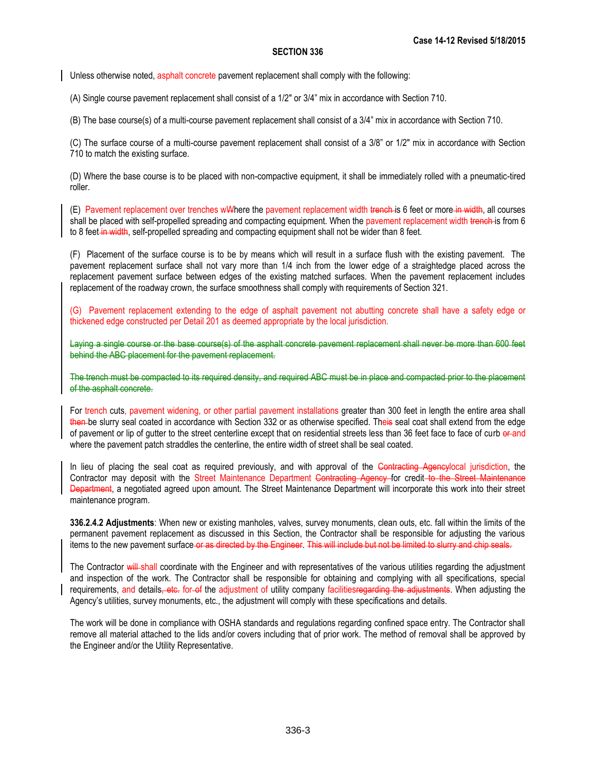Unless otherwise noted, asphalt concrete pavement replacement shall comply with the following:

(A) Single course pavement replacement shall consist of a 1/2" or 3/4" mix in accordance with Section 710.

(B) The base course(s) of a multi-course pavement replacement shall consist of a 3/4" mix in accordance with Section 710.

(C) The surface course of a multi-course pavement replacement shall consist of a 3/8" or 1/2" mix in accordance with Section 710 to match the existing surface.

(D) Where the base course is to be placed with non-compactive equipment, it shall be immediately rolled with a pneumatic-tired roller.

(E) Pavement replacement over trenches wWhere the pavement replacement width ~~trench~~ is 6 feet or more ~~in width~~, all courses shall be placed with self-propelled spreading and compacting equipment. When the pavement replacement width ~~trench~~ is from 6 to 8 feet ~~in width~~, self-propelled spreading and compacting equipment shall not be wider than 8 feet.

(F) Placement of the surface course is to be by means which will result in a surface flush with the existing pavement. The pavement replacement surface shall not vary more than 1/4 inch from the lower edge of a straightedge placed across the replacement pavement surface between edges of the existing matched surfaces. When the pavement replacement includes replacement of the roadway crown, the surface smoothness shall comply with requirements of Section 321.

(G) Pavement replacement extending to the edge of asphalt pavement not abutting concrete shall have a safety edge or thickened edge constructed per Detail 201 as deemed appropriate by the local jurisdiction.

~~Laying a single course or the base course(s) of the asphalt concrete pavement replacement shall never be more than 600 feet behind the ABC placement for the pavement replacement.~~

~~The trench must be compacted to its required density, and required ABC must be in place and compacted prior to the placement of the asphalt concrete.~~

For trench cuts, pavement widening, or other partial pavement installations greater than 300 feet in length the entire area shall ~~then~~ be slurry seal coated in accordance with Section 332 or as otherwise specified. The~~is~~ seal coat shall extend from the edge of pavement or lip of gutter to the street centerline except that on residential streets less than 36 feet face to face of curb ~~or~~ and where the pavement patch straddles the centerline, the entire width of street shall be seal coated.

In lieu of placing the seal coat as required previously, and with approval of the ~~Contracting Agency~~local jurisdiction, the Contractor may deposit with the Street Maintenance Department ~~Contracting Agency~~ for credit ~~to the Street Maintenance Department~~, a negotiated agreed upon amount. The Street Maintenance Department will incorporate this work into their street maintenance program.

**336.2.4.2 Adjustments**: When new or existing manholes, valves, survey monuments, clean outs, etc. fall within the limits of the permanent pavement replacement as discussed in this Section, the Contractor shall be responsible for adjusting the various items to the new pavement surface ~~or as directed by the Engineer~~. ~~This will include but not be limited to slurry and chip seals.~~

The Contractor ~~will~~ shall coordinate with the Engineer and with representatives of the various utilities regarding the adjustment and inspection of the work. The Contractor shall be responsible for obtaining and complying with all specifications, special requirements, and details~~, etc.~~ for ~~of~~ the adjustment of utility company facilities~~regarding the adjustments~~. When adjusting the Agency's utilities, survey monuments, etc., the adjustment will comply with these specifications and details.

The work will be done in compliance with OSHA standards and regulations regarding confined space entry. The Contractor shall remove all material attached to the lids and/or covers including that of prior work. The method of removal shall be approved by the Engineer and/or the Utility Representative.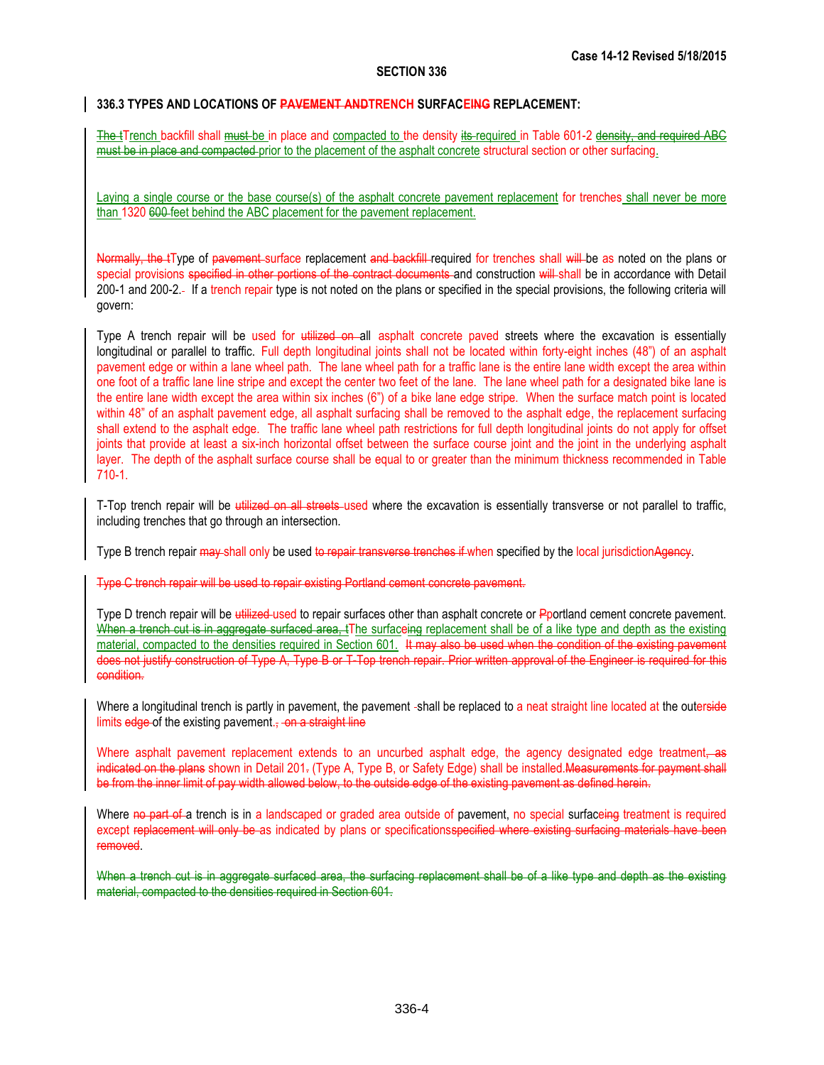### 336.3 TYPES AND LOCATIONS OF ~~PAVEMENT AND~~TRENCH SURFACE~~ING~~ REPLACEMENT:

~~The t~~Trench backfill shall ~~must~~ be in place and compacted to the density ~~its~~ required in Table 601-2 ~~density, and required ABC must be in place and compacted~~ prior to the placement of the asphalt concrete structural section or other surfacing.

Laying a single course or the base course(s) of the asphalt concrete pavement replacement for trenches shall never be more than 1320 ~~600~~ feet behind the ABC placement for the pavement replacement.

~~Normally, the t~~Type of ~~pavement~~ surface replacement ~~and backfill~~ required for trenches shall ~~will~~ be as noted on the plans or special provisions ~~specified in other portions of the contract documents~~ and construction ~~will~~ shall be in accordance with Detail 200-1 and 200-2.~~-~~ If a trench repair type is not noted on the plans or specified in the special provisions, the following criteria will govern:

Type A trench repair will be used for ~~utilized on~~ all asphalt concrete paved streets where the excavation is essentially longitudinal or parallel to traffic. Full depth longitudinal joints shall not be located within forty-eight inches (48") of an asphalt pavement edge or within a lane wheel path. The lane wheel path for a traffic lane is the entire lane width except the area within one foot of a traffic lane line stripe and except the center two feet of the lane. The lane wheel path for a designated bike lane is the entire lane width except the area within six inches (6") of a bike lane edge stripe. When the surface match point is located within 48" of an asphalt pavement edge, all asphalt surfacing shall be removed to the asphalt edge, the replacement surfacing shall extend to the asphalt edge. The traffic lane wheel path restrictions for full depth longitudinal joints do not apply for offset joints that provide at least a six-inch horizontal offset between the surface course joint and the joint in the underlying asphalt layer. The depth of the asphalt surface course shall be equal to or greater than the minimum thickness recommended in Table 710-1.

T-Top trench repair will be ~~utilized on all streets~~ used where the excavation is essentially transverse or not parallel to traffic, including trenches that go through an intersection.

Type B trench repair ~~may~~ shall only be used ~~to repair transverse trenches if~~ when specified by the local jurisdiction~~Agency~~.

~~Type C trench repair will be used to repair existing Portland cement concrete pavement.~~

Type D trench repair will be ~~utilized~~ used to repair surfaces other than asphalt concrete or ~~P~~portland cement concrete pavement. ~~When a trench cut is in aggregate surfaced area, t~~The surface~~ing~~ replacement shall be of a like type and depth as the existing material, compacted to the densities required in Section 601. ~~It may also be used when the condition of the existing pavement does not justify construction of Type A, Type B or T-Top trench repair. Prior written approval of the Engineer is required for this condition.~~

Where a longitudinal trench is partly in pavement, the pavement ~~-~~shall be replaced to a neat straight line located at the outer~~side~~ limits ~~edge~~ of the existing pavement.~~, on a straight line~~

Where asphalt pavement replacement extends to an uncurbed asphalt edge, the agency designated edge treatment~~, as indicated on the plans~~ shown in Detail 201~~.~~ (Type A, Type B, or Safety Edge) shall be installed.~~Measurements for payment shall be from the inner limit of pay width allowed below, to the outside edge of the existing pavement as defined herein.~~

Where ~~no part of~~ a trench is in a landscaped or graded area outside of pavement, no special surface~~ing~~ treatment is required except ~~replacement will only be~~ as indicated by plans or specifications~~specified where existing surfacing materials have been removed~~.

~~When a trench cut is in aggregate surfaced area, the surfacing replacement shall be of a like type and depth as the existing material, compacted to the densities required in Section 601.~~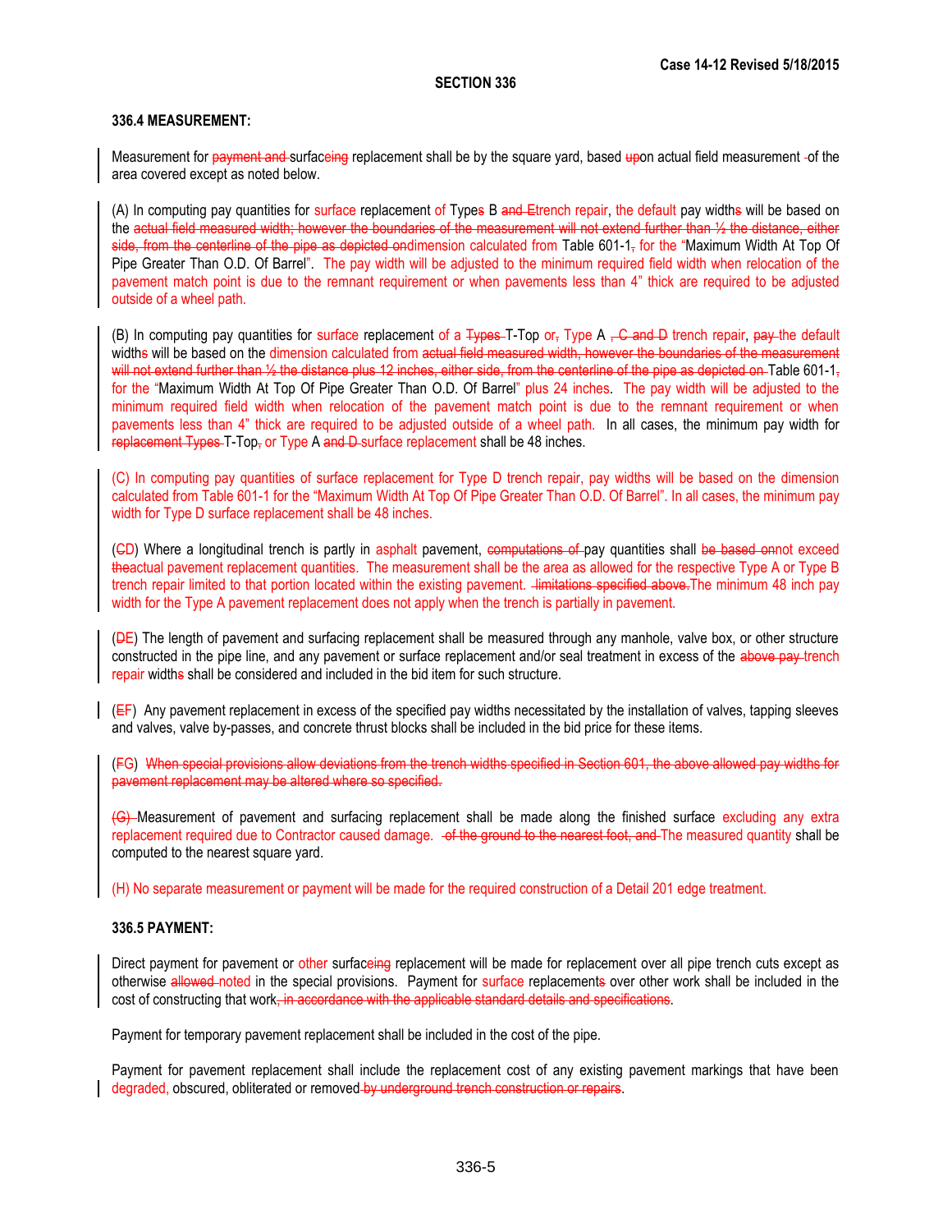### 336.4 MEASUREMENT:

Measurement for ~~payment and~~ surface~~ing~~ replacement shall be by the square yard, based ~~up~~on actual field measurement ~~-~~of the area covered except as noted below.

(A) In computing pay quantities for surface replacement of Type~~s~~ B ~~and E~~trench repair, the default pay width~~s~~ will be based on the ~~actual field measured width; however the boundaries of the measurement will not extend further than ½ the distance, either side, from the centerline of the pipe as depicted on~~dimension calculated from Table 601-1~~,~~ for the "Maximum Width At Top Of Pipe Greater Than O.D. Of Barrel". The pay width will be adjusted to the minimum required field width when relocation of the pavement match point is due to the remnant requirement or when pavements less than 4" thick are required to be adjusted outside of a wheel path.

(B) In computing pay quantities for surface replacement of a ~~Types~~ T-Top or~~,~~ Type A ~~, C and D~~ trench repair, ~~pay~~ the default width~~s~~ will be based on the dimension calculated from ~~actual field measured width, however the boundaries of the measurement will not extend further than ½ the distance plus 12 inches, either side, from the centerline of the pipe as depicted on~~ Table 601-1~~,~~ for the "Maximum Width At Top Of Pipe Greater Than O.D. Of Barrel" plus 24 inches. The pay width will be adjusted to the minimum required field width when relocation of the pavement match point is due to the remnant requirement or when pavements less than 4" thick are required to be adjusted outside of a wheel path. In all cases, the minimum pay width for ~~replacement Types~~ T-Top~~,~~ or Type A ~~and D~~ surface replacement shall be 48 inches.

(C) In computing pay quantities of surface replacement for Type D trench repair, pay widths will be based on the dimension calculated from Table 601-1 for the "Maximum Width At Top Of Pipe Greater Than O.D. Of Barrel". In all cases, the minimum pay width for Type D surface replacement shall be 48 inches.

(~~C~~D) Where a longitudinal trench is partly in asphalt pavement, ~~computations of~~ pay quantities shall ~~be based on~~not exceed ~~the~~actual pavement replacement quantities. The measurement shall be the area as allowed for the respective Type A or Type B trench repair limited to that portion located within the existing pavement. ~~limitations specified above.~~The minimum 48 inch pay width for the Type A pavement replacement does not apply when the trench is partially in pavement.

(~~D~~E) The length of pavement and surfacing replacement shall be measured through any manhole, valve box, or other structure constructed in the pipe line, and any pavement or surface replacement and/or seal treatment in excess of the ~~above pay~~ trench repair width~~s~~ shall be considered and included in the bid item for such structure.

(~~E~~F) Any pavement replacement in excess of the specified pay widths necessitated by the installation of valves, tapping sleeves and valves, valve by-passes, and concrete thrust blocks shall be included in the bid price for these items.

(~~F~~G) ~~When special provisions allow deviations from the trench widths specified in Section 601, the above allowed pay widths for pavement replacement may be altered where so specified.~~

~~(G)~~ Measurement of pavement and surfacing replacement shall be made along the finished surface excluding any extra replacement required due to Contractor caused damage. ~~of the ground to the nearest foot, and~~ The measured quantity shall be computed to the nearest square yard.

(H) No separate measurement or payment will be made for the required construction of a Detail 201 edge treatment.

### 336.5 PAYMENT:

Direct payment for pavement or other surface~~ing~~ replacement will be made for replacement over all pipe trench cuts except as otherwise ~~allowed~~ noted in the special provisions. Payment for surface replacement~~s~~ over other work shall be included in the cost of constructing that work~~, in accordance with the applicable standard details and specifications~~.

Payment for temporary pavement replacement shall be included in the cost of the pipe.

Payment for pavement replacement shall include the replacement cost of any existing pavement markings that have been degraded, obscured, obliterated or removed ~~by underground trench construction or repairs~~.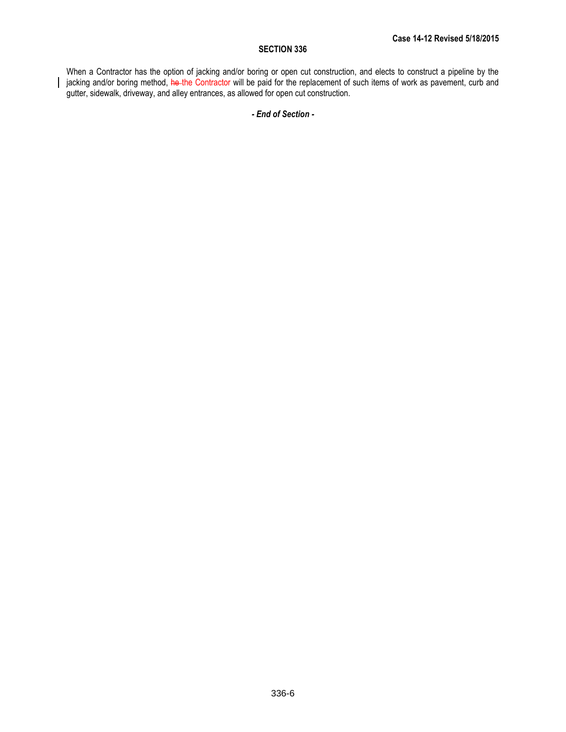When a Contractor has the option of jacking and/or boring or open cut construction, and elects to construct a pipeline by the jacking and/or boring method, ~~he~~ the Contractor will be paid for the replacement of such items of work as pavement, curb and gutter, sidewalk, driveway, and alley entrances, as allowed for open cut construction.

***- End of Section -***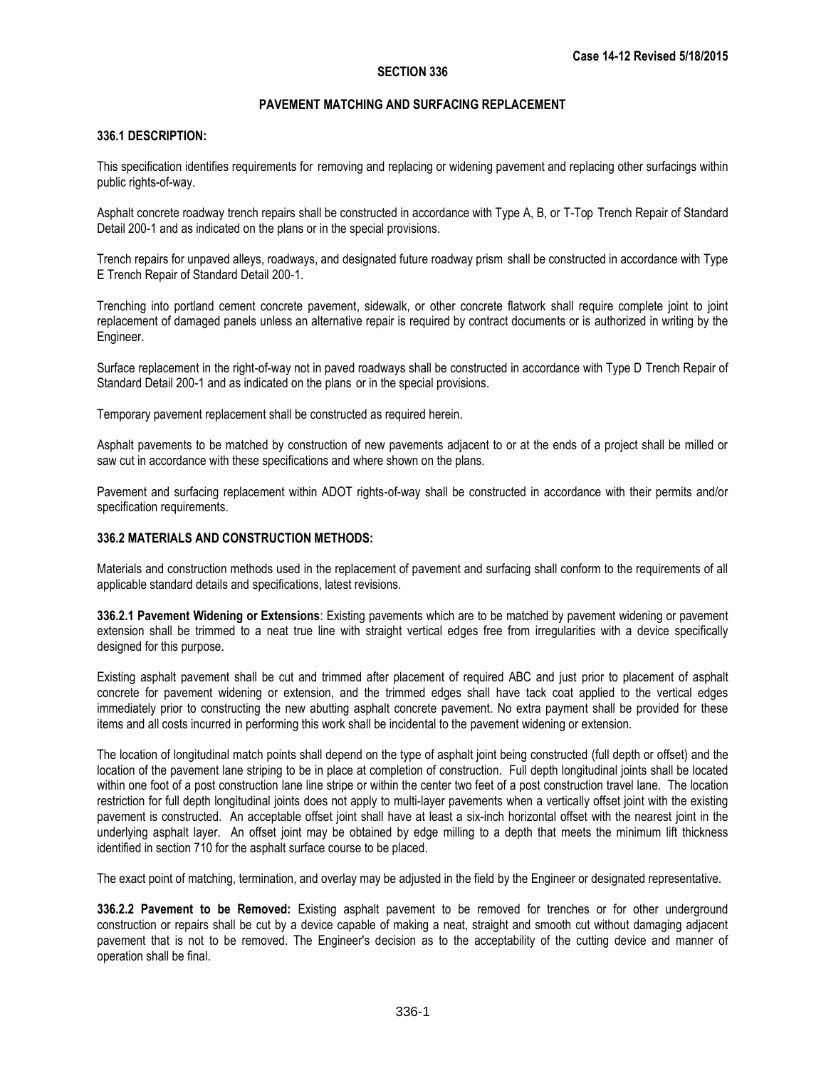**Case 14-12 Revised 5/18/2015**

# SECTION 336

## PAVEMENT MATCHING AND SURFACING REPLACEMENT

### 336.1 DESCRIPTION:

This specification identifies requirements for removing and replacing or widening pavement and replacing other surfacings within public rights-of-way.

Asphalt concrete roadway trench repairs shall be constructed in accordance with Type A, B, or T-Top Trench Repair of Standard Detail 200-1 and as indicated on the plans or in the special provisions.

Trench repairs for unpaved alleys, roadways, and designated future roadway prism shall be constructed in accordance with Type E Trench Repair of Standard Detail 200-1.

Trenching into portland cement concrete pavement, sidewalk, or other concrete flatwork shall require complete joint to joint replacement of damaged panels unless an alternative repair is required by contract documents or is authorized in writing by the Engineer.

Surface replacement in the right-of-way not in paved roadways shall be constructed in accordance with Type D Trench Repair of Standard Detail 200-1 and as indicated on the plans or in the special provisions.

Temporary pavement replacement shall be constructed as required herein.

Asphalt pavements to be matched by construction of new pavements adjacent to or at the ends of a project shall be milled or saw cut in accordance with these specifications and where shown on the plans.

Pavement and surfacing replacement within ADOT rights-of-way shall be constructed in accordance with their permits and/or specification requirements.

### 336.2 MATERIALS AND CONSTRUCTION METHODS:

Materials and construction methods used in the replacement of pavement and surfacing shall conform to the requirements of all applicable standard details and specifications, latest revisions.

**336.2.1 Pavement Widening or Extensions**: Existing pavements which are to be matched by pavement widening or pavement extension shall be trimmed to a neat true line with straight vertical edges free from irregularities with a device specifically designed for this purpose.

Existing asphalt pavement shall be cut and trimmed after placement of required ABC and just prior to placement of asphalt concrete for pavement widening or extension, and the trimmed edges shall have tack coat applied to the vertical edges immediately prior to constructing the new abutting asphalt concrete pavement. No extra payment shall be provided for these items and all costs incurred in performing this work shall be incidental to the pavement widening or extension.

The location of longitudinal match points shall depend on the type of asphalt joint being constructed (full depth or offset) and the location of the pavement lane striping to be in place at completion of construction. Full depth longitudinal joints shall be located within one foot of a post construction lane line stripe or within the center two feet of a post construction travel lane. The location restriction for full depth longitudinal joints does not apply to multi-layer pavements when a vertically offset joint with the existing pavement is constructed. An acceptable offset joint shall have at least a six-inch horizontal offset with the nearest joint in the underlying asphalt layer. An offset joint may be obtained by edge milling to a depth that meets the minimum lift thickness identified in section 710 for the asphalt surface course to be placed.

The exact point of matching, termination, and overlay may be adjusted in the field by the Engineer or designated representative.

**336.2.2 Pavement to be Removed:** Existing asphalt pavement to be removed for trenches or for other underground construction or repairs shall be cut by a device capable of making a neat, straight and smooth cut without damaging adjacent pavement that is not to be removed. The Engineer's decision as to the acceptability of the cutting device and manner of operation shall be final.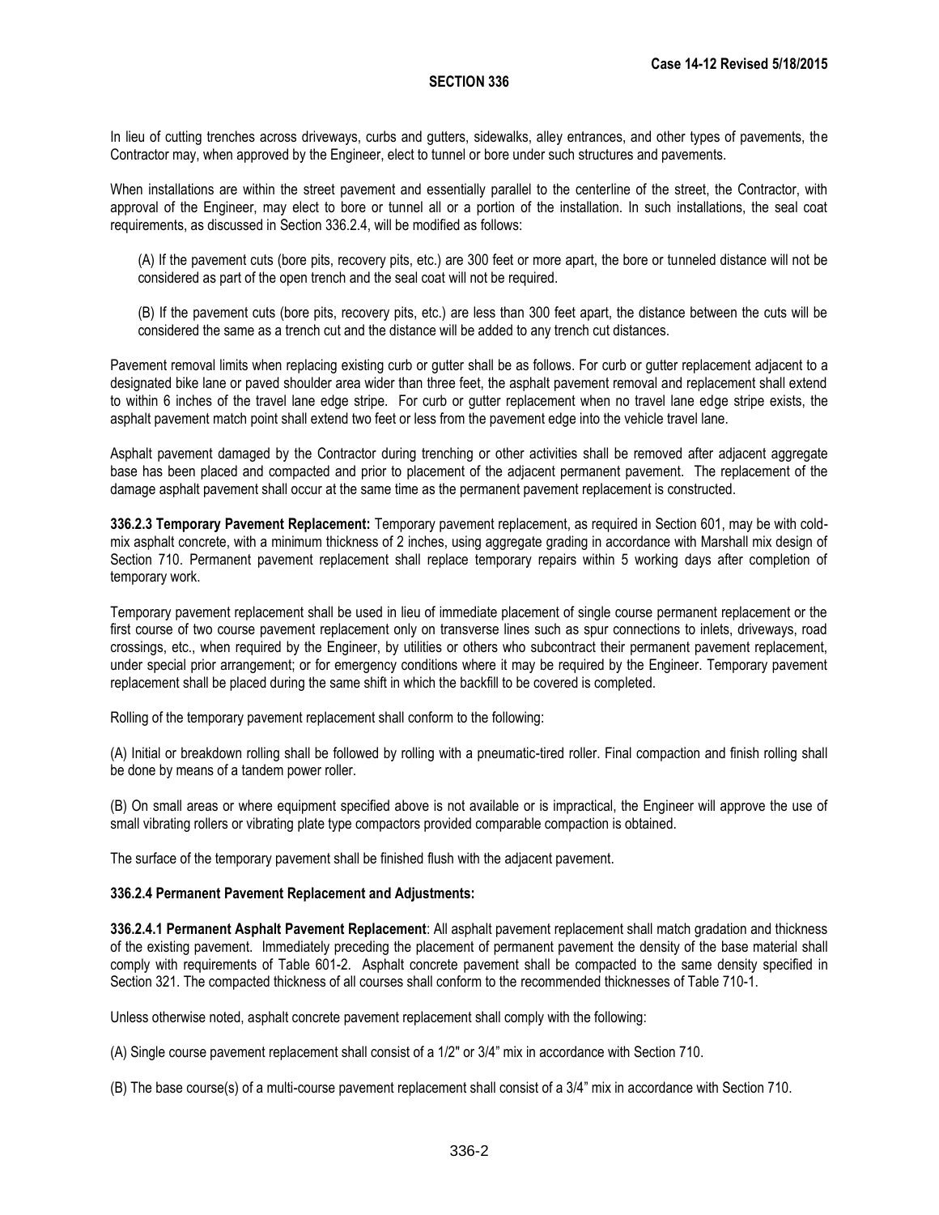In lieu of cutting trenches across driveways, curbs and gutters, sidewalks, alley entrances, and other types of pavements, the Contractor may, when approved by the Engineer, elect to tunnel or bore under such structures and pavements.

When installations are within the street pavement and essentially parallel to the centerline of the street, the Contractor, with approval of the Engineer, may elect to bore or tunnel all or a portion of the installation. In such installations, the seal coat requirements, as discussed in Section 336.2.4, will be modified as follows:

(A) If the pavement cuts (bore pits, recovery pits, etc.) are 300 feet or more apart, the bore or tunneled distance will not be considered as part of the open trench and the seal coat will not be required.

(B) If the pavement cuts (bore pits, recovery pits, etc.) are less than 300 feet apart, the distance between the cuts will be considered the same as a trench cut and the distance will be added to any trench cut distances.

Pavement removal limits when replacing existing curb or gutter shall be as follows. For curb or gutter replacement adjacent to a designated bike lane or paved shoulder area wider than three feet, the asphalt pavement removal and replacement shall extend to within 6 inches of the travel lane edge stripe. For curb or gutter replacement when no travel lane edge stripe exists, the asphalt pavement match point shall extend two feet or less from the pavement edge into the vehicle travel lane.

Asphalt pavement damaged by the Contractor during trenching or other activities shall be removed after adjacent aggregate base has been placed and compacted and prior to placement of the adjacent permanent pavement. The replacement of the damage asphalt pavement shall occur at the same time as the permanent pavement replacement is constructed.

**336.2.3 Temporary Pavement Replacement:** Temporary pavement replacement, as required in Section 601, may be with cold-mix asphalt concrete, with a minimum thickness of 2 inches, using aggregate grading in accordance with Marshall mix design of Section 710. Permanent pavement replacement shall replace temporary repairs within 5 working days after completion of temporary work.

Temporary pavement replacement shall be used in lieu of immediate placement of single course permanent replacement or the first course of two course pavement replacement only on transverse lines such as spur connections to inlets, driveways, road crossings, etc., when required by the Engineer, by utilities or others who subcontract their permanent pavement replacement, under special prior arrangement; or for emergency conditions where it may be required by the Engineer. Temporary pavement replacement shall be placed during the same shift in which the backfill to be covered is completed.

Rolling of the temporary pavement replacement shall conform to the following:

(A) Initial or breakdown rolling shall be followed by rolling with a pneumatic-tired roller. Final compaction and finish rolling shall be done by means of a tandem power roller.

(B) On small areas or where equipment specified above is not available or is impractical, the Engineer will approve the use of small vibrating rollers or vibrating plate type compactors provided comparable compaction is obtained.

The surface of the temporary pavement shall be finished flush with the adjacent pavement.

**336.2.4 Permanent Pavement Replacement and Adjustments:**

**336.2.4.1 Permanent Asphalt Pavement Replacement**: All asphalt pavement replacement shall match gradation and thickness of the existing pavement. Immediately preceding the placement of permanent pavement the density of the base material shall comply with requirements of Table 601-2. Asphalt concrete pavement shall be compacted to the same density specified in Section 321. The compacted thickness of all courses shall conform to the recommended thicknesses of Table 710-1.

Unless otherwise noted, asphalt concrete pavement replacement shall comply with the following:

(A) Single course pavement replacement shall consist of a 1/2" or 3/4" mix in accordance with Section 710.

(B) The base course(s) of a multi-course pavement replacement shall consist of a 3/4" mix in accordance with Section 710.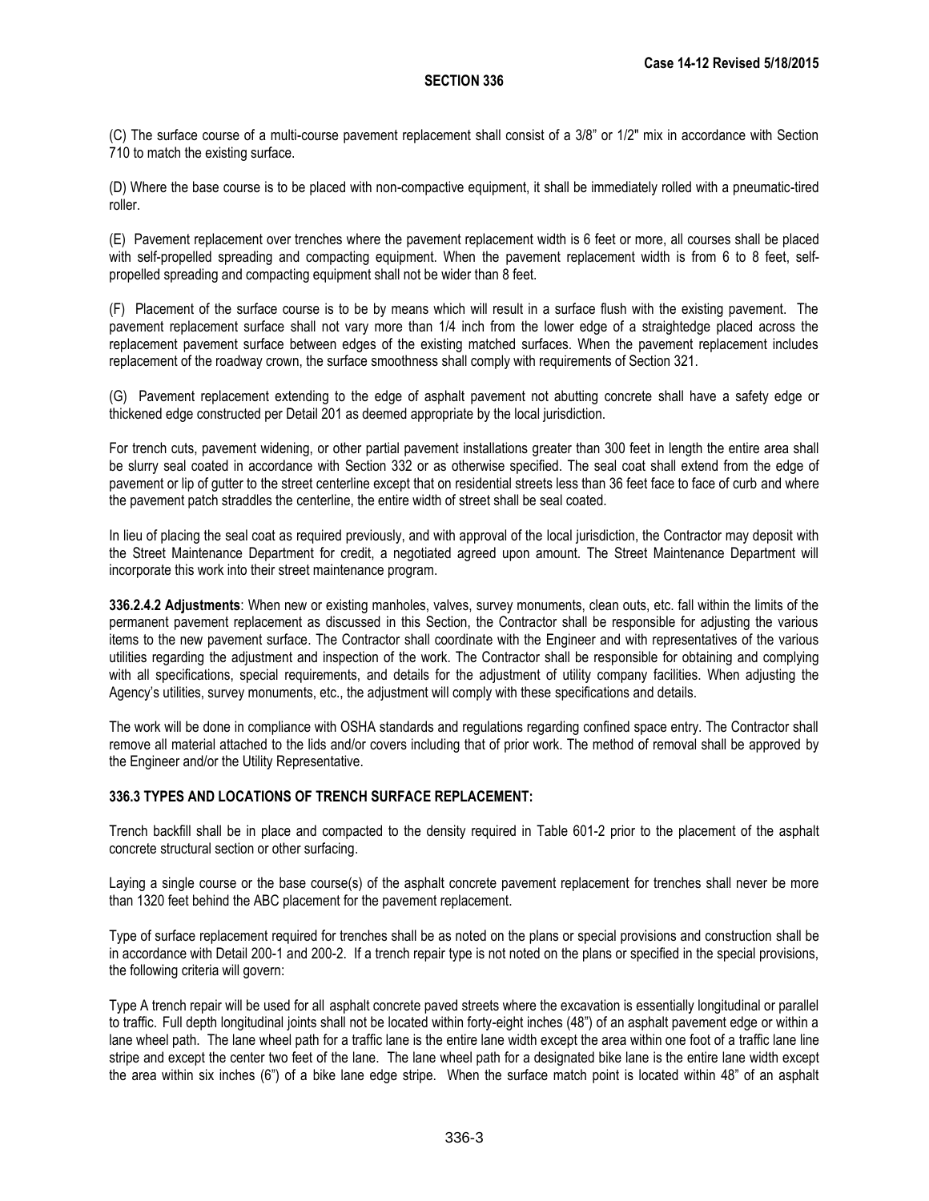(C) The surface course of a multi-course pavement replacement shall consist of a 3/8" or 1/2" mix in accordance with Section 710 to match the existing surface.

(D) Where the base course is to be placed with non-compactive equipment, it shall be immediately rolled with a pneumatic-tired roller.

(E) Pavement replacement over trenches where the pavement replacement width is 6 feet or more, all courses shall be placed with self-propelled spreading and compacting equipment. When the pavement replacement width is from 6 to 8 feet, self-propelled spreading and compacting equipment shall not be wider than 8 feet.

(F) Placement of the surface course is to be by means which will result in a surface flush with the existing pavement. The pavement replacement surface shall not vary more than 1/4 inch from the lower edge of a straightedge placed across the replacement pavement surface between edges of the existing matched surfaces. When the pavement replacement includes replacement of the roadway crown, the surface smoothness shall comply with requirements of Section 321.

(G) Pavement replacement extending to the edge of asphalt pavement not abutting concrete shall have a safety edge or thickened edge constructed per Detail 201 as deemed appropriate by the local jurisdiction.

For trench cuts, pavement widening, or other partial pavement installations greater than 300 feet in length the entire area shall be slurry seal coated in accordance with Section 332 or as otherwise specified. The seal coat shall extend from the edge of pavement or lip of gutter to the street centerline except that on residential streets less than 36 feet face to face of curb and where the pavement patch straddles the centerline, the entire width of street shall be seal coated.

In lieu of placing the seal coat as required previously, and with approval of the local jurisdiction, the Contractor may deposit with the Street Maintenance Department for credit, a negotiated agreed upon amount. The Street Maintenance Department will incorporate this work into their street maintenance program.

**336.2.4.2 Adjustments**: When new or existing manholes, valves, survey monuments, clean outs, etc. fall within the limits of the permanent pavement replacement as discussed in this Section, the Contractor shall be responsible for adjusting the various items to the new pavement surface. The Contractor shall coordinate with the Engineer and with representatives of the various utilities regarding the adjustment and inspection of the work. The Contractor shall be responsible for obtaining and complying with all specifications, special requirements, and details for the adjustment of utility company facilities. When adjusting the Agency's utilities, survey monuments, etc., the adjustment will comply with these specifications and details.

The work will be done in compliance with OSHA standards and regulations regarding confined space entry. The Contractor shall remove all material attached to the lids and/or covers including that of prior work. The method of removal shall be approved by the Engineer and/or the Utility Representative.

## 336.3 TYPES AND LOCATIONS OF TRENCH SURFACE REPLACEMENT:

Trench backfill shall be in place and compacted to the density required in Table 601-2 prior to the placement of the asphalt concrete structural section or other surfacing.

Laying a single course or the base course(s) of the asphalt concrete pavement replacement for trenches shall never be more than 1320 feet behind the ABC placement for the pavement replacement.

Type of surface replacement required for trenches shall be as noted on the plans or special provisions and construction shall be in accordance with Detail 200-1 and 200-2. If a trench repair type is not noted on the plans or specified in the special provisions, the following criteria will govern:

Type A trench repair will be used for all asphalt concrete paved streets where the excavation is essentially longitudinal or parallel to traffic. Full depth longitudinal joints shall not be located within forty-eight inches (48") of an asphalt pavement edge or within a lane wheel path. The lane wheel path for a traffic lane is the entire lane width except the area within one foot of a traffic lane line stripe and except the center two feet of the lane. The lane wheel path for a designated bike lane is the entire lane width except the area within six inches (6") of a bike lane edge stripe. When the surface match point is located within 48" of an asphalt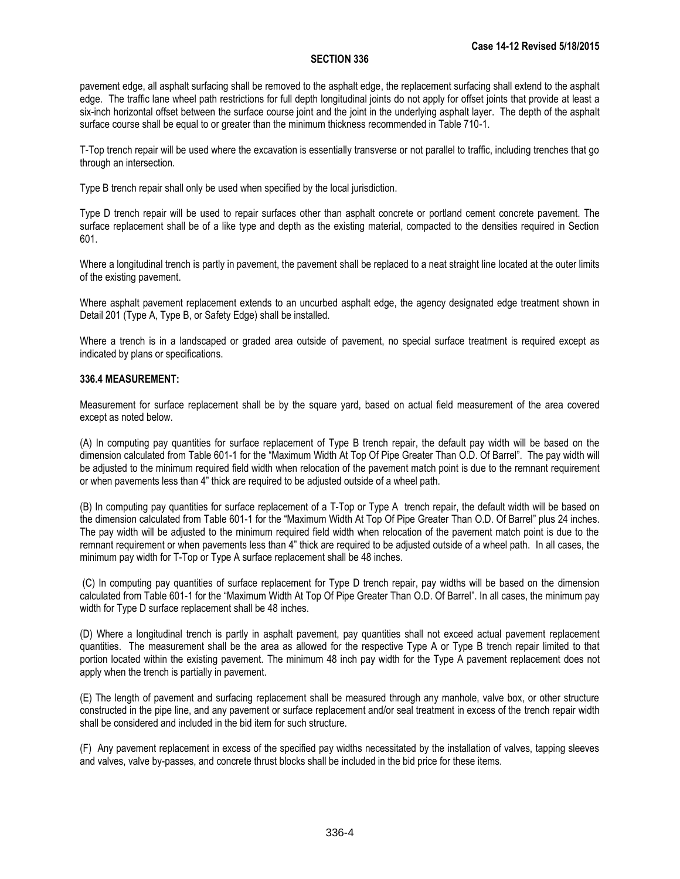pavement edge, all asphalt surfacing shall be removed to the asphalt edge, the replacement surfacing shall extend to the asphalt edge. The traffic lane wheel path restrictions for full depth longitudinal joints do not apply for offset joints that provide at least a six-inch horizontal offset between the surface course joint and the joint in the underlying asphalt layer. The depth of the asphalt surface course shall be equal to or greater than the minimum thickness recommended in Table 710-1.

T-Top trench repair will be used where the excavation is essentially transverse or not parallel to traffic, including trenches that go through an intersection.

Type B trench repair shall only be used when specified by the local jurisdiction.

Type D trench repair will be used to repair surfaces other than asphalt concrete or portland cement concrete pavement. The surface replacement shall be of a like type and depth as the existing material, compacted to the densities required in Section 601.

Where a longitudinal trench is partly in pavement, the pavement shall be replaced to a neat straight line located at the outer limits of the existing pavement.

Where asphalt pavement replacement extends to an uncurbed asphalt edge, the agency designated edge treatment shown in Detail 201 (Type A, Type B, or Safety Edge) shall be installed.

Where a trench is in a landscaped or graded area outside of pavement, no special surface treatment is required except as indicated by plans or specifications.

**336.4 MEASUREMENT:**

Measurement for surface replacement shall be by the square yard, based on actual field measurement of the area covered except as noted below.

(A) In computing pay quantities for surface replacement of Type B trench repair, the default pay width will be based on the dimension calculated from Table 601-1 for the "Maximum Width At Top Of Pipe Greater Than O.D. Of Barrel". The pay width will be adjusted to the minimum required field width when relocation of the pavement match point is due to the remnant requirement or when pavements less than 4" thick are required to be adjusted outside of a wheel path.

(B) In computing pay quantities for surface replacement of a T-Top or Type A trench repair, the default width will be based on the dimension calculated from Table 601-1 for the "Maximum Width At Top Of Pipe Greater Than O.D. Of Barrel" plus 24 inches. The pay width will be adjusted to the minimum required field width when relocation of the pavement match point is due to the remnant requirement or when pavements less than 4" thick are required to be adjusted outside of a wheel path. In all cases, the minimum pay width for T-Top or Type A surface replacement shall be 48 inches.

(C) In computing pay quantities of surface replacement for Type D trench repair, pay widths will be based on the dimension calculated from Table 601-1 for the "Maximum Width At Top Of Pipe Greater Than O.D. Of Barrel". In all cases, the minimum pay width for Type D surface replacement shall be 48 inches.

(D) Where a longitudinal trench is partly in asphalt pavement, pay quantities shall not exceed actual pavement replacement quantities. The measurement shall be the area as allowed for the respective Type A or Type B trench repair limited to that portion located within the existing pavement. The minimum 48 inch pay width for the Type A pavement replacement does not apply when the trench is partially in pavement.

(E) The length of pavement and surfacing replacement shall be measured through any manhole, valve box, or other structure constructed in the pipe line, and any pavement or surface replacement and/or seal treatment in excess of the trench repair width shall be considered and included in the bid item for such structure.

(F) Any pavement replacement in excess of the specified pay widths necessitated by the installation of valves, tapping sleeves and valves, valve by-passes, and concrete thrust blocks shall be included in the bid price for these items.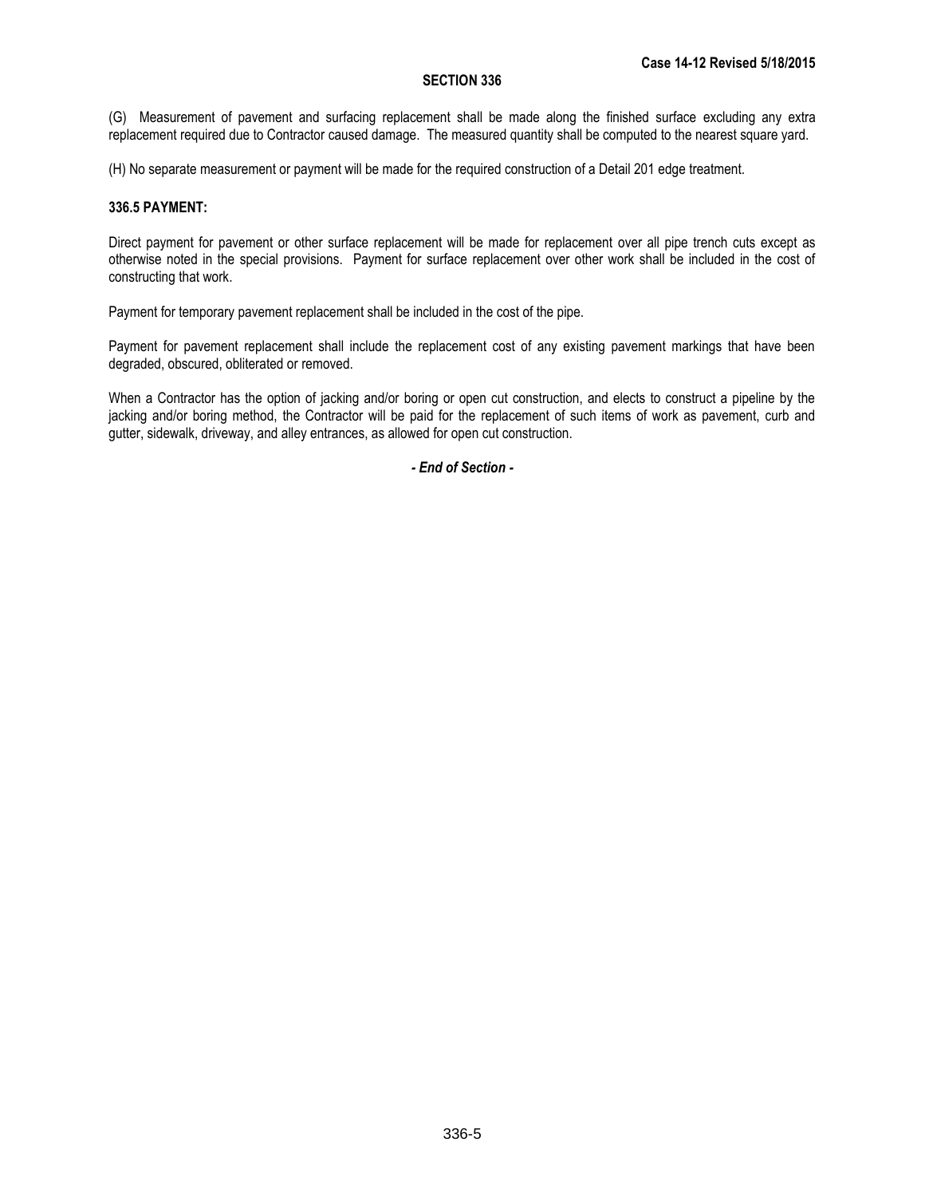(G) Measurement of pavement and surfacing replacement shall be made along the finished surface excluding any extra replacement required due to Contractor caused damage. The measured quantity shall be computed to the nearest square yard.

(H) No separate measurement or payment will be made for the required construction of a Detail 201 edge treatment.

**336.5 PAYMENT:**

Direct payment for pavement or other surface replacement will be made for replacement over all pipe trench cuts except as otherwise noted in the special provisions. Payment for surface replacement over other work shall be included in the cost of constructing that work.

Payment for temporary pavement replacement shall be included in the cost of the pipe.

Payment for pavement replacement shall include the replacement cost of any existing pavement markings that have been degraded, obscured, obliterated or removed.

When a Contractor has the option of jacking and/or boring or open cut construction, and elects to construct a pipeline by the jacking and/or boring method, the Contractor will be paid for the replacement of such items of work as pavement, curb and gutter, sidewalk, driveway, and alley entrances, as allowed for open cut construction.

***- End of Section -***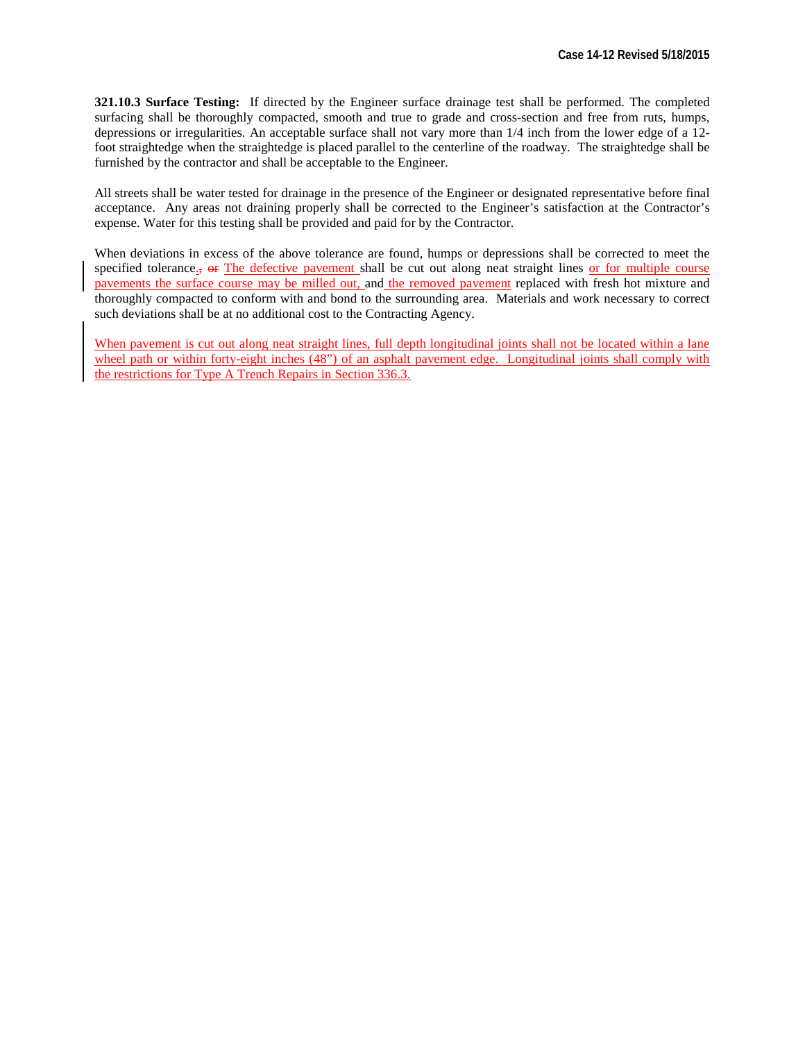**321.10.3 Surface Testing:** If directed by the Engineer surface drainage test shall be performed. The completed surfacing shall be thoroughly compacted, smooth and true to grade and cross-section and free from ruts, humps, depressions or irregularities. An acceptable surface shall not vary more than 1/4 inch from the lower edge of a 12-foot straightedge when the straightedge is placed parallel to the centerline of the roadway. The straightedge shall be furnished by the contractor and shall be acceptable to the Engineer.

All streets shall be water tested for drainage in the presence of the Engineer or designated representative before final acceptance. Any areas not draining properly shall be corrected to the Engineer's satisfaction at the Contractor's expense. Water for this testing shall be provided and paid for by the Contractor.

When deviations in excess of the above tolerance are found, humps or depressions shall be corrected to meet the specified tolerance.~~,~~ ~~or~~ The defective pavement shall be cut out along neat straight lines or for multiple course pavements the surface course may be milled out, and the removed pavement replaced with fresh hot mixture and thoroughly compacted to conform with and bond to the surrounding area. Materials and work necessary to correct such deviations shall be at no additional cost to the Contracting Agency.

When pavement is cut out along neat straight lines, full depth longitudinal joints shall not be located within a lane wheel path or within forty-eight inches (48") of an asphalt pavement edge. Longitudinal joints shall comply with the restrictions for Type A Trench Repairs in Section 336.3.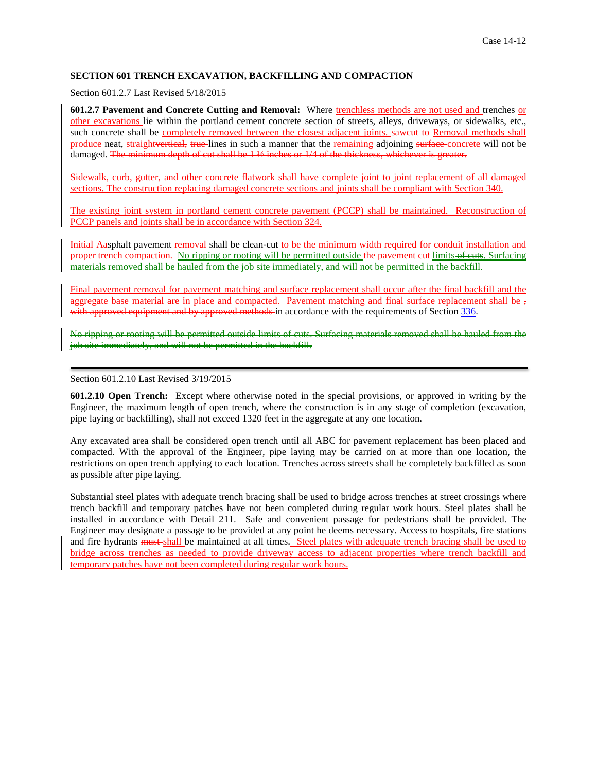**SECTION 601 TRENCH EXCAVATION, BACKFILLING AND COMPACTION**

Section 601.2.7 Last Revised 5/18/2015

**601.2.7 Pavement and Concrete Cutting and Removal:** Where trenchless methods are not used and trenches or other excavations lie within the portland cement concrete section of streets, alleys, driveways, or sidewalks, etc., such concrete shall be completely removed between the closest adjacent joints. ~~sawcut to~~ Removal methods shall produce neat, straight~~vertical,~~ ~~true~~ lines in such a manner that the remaining adjoining ~~surface~~ concrete will not be damaged. ~~The minimum depth of cut shall be 1 ½ inches or 1/4 of the thickness, whichever is greater.~~

Sidewalk, curb, gutter, and other concrete flatwork shall have complete joint to joint replacement of all damaged sections. The construction replacing damaged concrete sections and joints shall be compliant with Section 340.

The existing joint system in portland cement concrete pavement (PCCP) shall be maintained. Reconstruction of PCCP panels and joints shall be in accordance with Section 324.

Initial ~~A~~asphalt pavement removal shall be clean-cut to be the minimum width required for conduit installation and proper trench compaction. No ripping or rooting will be permitted outside the pavement cut limits ~~of cuts~~. Surfacing materials removed shall be hauled from the job site immediately, and will not be permitted in the backfill.

Final pavement removal for pavement matching and surface replacement shall occur after the final backfill and the aggregate base material are in place and compacted. Pavement matching and final surface replacement shall be ~~, with approved equipment and by approved methods~~ in accordance with the requirements of Section 336.

~~No ripping or rooting will be permitted outside limits of cuts. Surfacing materials removed shall be hauled from the job site immediately, and will not be permitted in the backfill.~~

---

Section 601.2.10 Last Revised 3/19/2015

**601.2.10 Open Trench:** Except where otherwise noted in the special provisions, or approved in writing by the Engineer, the maximum length of open trench, where the construction is in any stage of completion (excavation, pipe laying or backfilling), shall not exceed 1320 feet in the aggregate at any one location.

Any excavated area shall be considered open trench until all ABC for pavement replacement has been placed and compacted. With the approval of the Engineer, pipe laying may be carried on at more than one location, the restrictions on open trench applying to each location. Trenches across streets shall be completely backfilled as soon as possible after pipe laying.

Substantial steel plates with adequate trench bracing shall be used to bridge across trenches at street crossings where trench backfill and temporary patches have not been completed during regular work hours. Steel plates shall be installed in accordance with Detail 211. Safe and convenient passage for pedestrians shall be provided. The Engineer may designate a passage to be provided at any point he deems necessary. Access to hospitals, fire stations and fire hydrants ~~must~~ shall be maintained at all times. Steel plates with adequate trench bracing shall be used to bridge across trenches as needed to provide driveway access to adjacent properties where trench backfill and temporary patches have not been completed during regular work hours.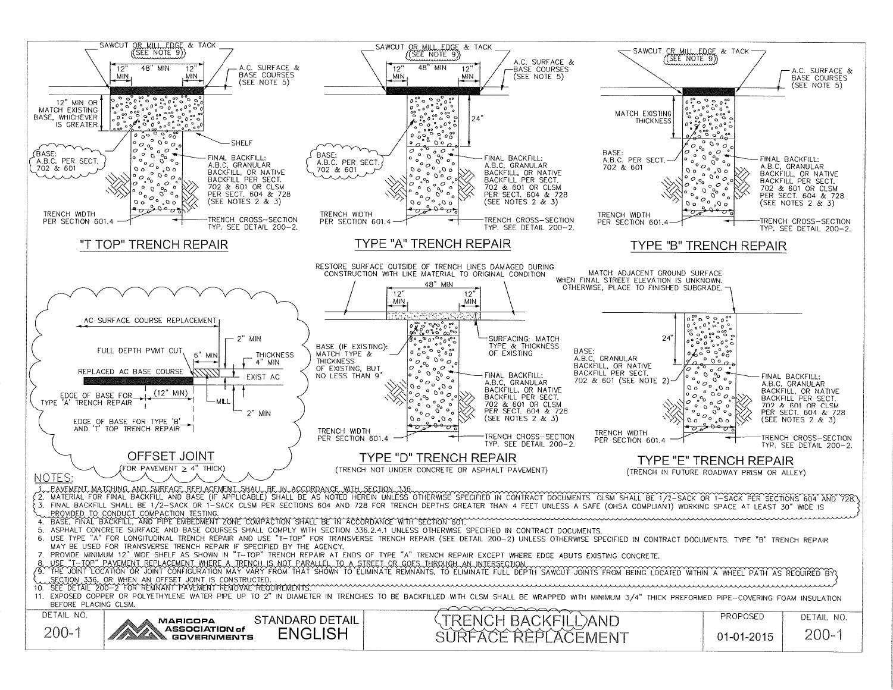## "T TOP" TRENCH REPAIR

- SAWCUT OR MILL EDGE & TACK (SEE NOTE 9)
- 12" MIN — 48" MIN — 12" MIN
- A.C. SURFACE & BASE COURSES (SEE NOTE 5)
- 12" MIN OR MATCH EXISTING BASE, WHICHEVER IS GREATER
- SHELF
- BASE: A.B.C. PER SECT. 702 & 601
- FINAL BACKFILL: A.B.C, GRANULAR BACKFILL, OR NATIVE BACKFILL PER SECT. 702 & 601 OR CLSM PER SECT. 604 & 728 (SEE NOTES 2 & 3)
- TRENCH WIDTH PER SECTION 601.4
- TRENCH CROSS-SECTION TYP. SEE DETAIL 200-2.

## TYPE "A" TRENCH REPAIR

- SAWCUT OR MILL EDGE & TACK (SEE NOTE 9)
- 12" MIN — 48" MIN — 12" MIN
- A.C. SURFACE & BASE COURSES (SEE NOTE 5)
- 24"
- BASE: A.B.C. PER SECT. 702 & 601
- FINAL BACKFILL: A.B.C, GRANULAR BACKFILL, OR NATIVE BACKFILL PER SECT. 702 & 601 OR CLSM PER SECT. 604 & 728 (SEE NOTES 2 & 3)
- TRENCH WIDTH PER SECTION 601.4
- TRENCH CROSS-SECTION TYP. SEE DETAIL 200-2.

## TYPE "B" TRENCH REPAIR

- SAWCUT OR MILL EDGE & TACK (SEE NOTE 9)
- A.C. SURFACE & BASE COURSES (SEE NOTE 5)
- MATCH EXISTING THICKNESS
- BASE: A.B.C. PER SECT. 702 & 601
- FINAL BACKFILL: A.B.C, GRANULAR BACKFILL, OR NATIVE BACKFILL PER SECT. 702 & 601 OR CLSM PER SECT. 604 & 728 (SEE NOTES 2 & 3)
- TRENCH WIDTH PER SECTION 601.4
- TRENCH CROSS-SECTION TYP. SEE DETAIL 200-2.

## OFFSET JOINT
(FOR PAVEMENT ≥ 4" THICK)

- AC SURFACE COURSE REPLACEMENT
- 2" MIN
- FULL DEPTH PVMT CUT
- 6" MIN
- THICKNESS 4" MIN
- REPLACED AC BASE COURSE
- EXIST AC
- EDGE OF BASE FOR TYPE 'A' TRENCH REPAIR
- (12" MIN)
- MILL
- 2" MIN
- EDGE OF BASE FOR TYPE 'B' AND 'T' TOP TRENCH REPAIR

## TYPE "D" TRENCH REPAIR
(TRENCH NOT UNDER CONCRETE OR ASPHALT PAVEMENT)

- RESTORE SURFACE OUTSIDE OF TRENCH LINES DAMAGED DURING CONSTRUCTION WITH LIKE MATERIAL TO ORIGINAL CONDITION
- 12" MIN — 48" MIN — 12" MIN
- SURFACING: MATCH TYPE & THICKNESS OF EXISTING
- BASE (IF EXISTING): MATCH TYPE & THICKNESS OF EXISTING, BUT NO LESS THAN 9"
- FINAL BACKFILL: A.B.C, GRANULAR BACKFILL, OR NATIVE BACKFILL PER SECT. 702 & 601 OR CLSM PER SECT. 604 & 728 (SEE NOTES 2 & 3)
- TRENCH WIDTH PER SECTION 601.4
- TRENCH CROSS-SECTION TYP. SEE DETAIL 200-2.

## TYPE "E" TRENCH REPAIR
(TRENCH IN FUTURE ROADWAY PRISM OR ALLEY)

- MATCH ADJACENT GROUND SURFACE WHEN FINAL STREET ELEVATION IS UNKNOWN. OTHERWISE, PLACE TO FINISHED SUBGRADE.
- 24"
- BASE: A.B.C, GRANULAR BACKFILL, OR NATIVE BACKFILL PER SECT. 702 & 601 (SEE NOTE 2)
- FINAL BACKFILL: A.B.C, GRANULAR BACKFILL, OR NATIVE BACKFILL PER SECT. 702 & 601 OR CLSM PER SECT. 604 & 728 (SEE NOTES 2 & 3)
- TRENCH WIDTH PER SECTION 601.4
- TRENCH CROSS-SECTION TYP. SEE DETAIL 200-2.

## NOTES:

1. PAVEMENT MATCHING AND SURFACE REPLACEMENT SHALL BE IN ACCORDANCE WITH SECTION 336.
2. MATERIAL FOR FINAL BACKFILL AND BASE (IF APPLICABLE) SHALL BE AS NOTED HEREIN UNLESS OTHERWISE SPECIFIED IN CONTRACT DOCUMENTS. CLSM SHALL BE 1/2-SACK OR 1-SACK PER SECTIONS 604 AND 728.
3. FINAL BACKFILL SHALL BE 1/2-SACK OR 1-SACK CLSM PER SECTIONS 604 AND 728 FOR TRENCH DEPTHS GREATER THAN 4 FEET UNLESS A SAFE (OHSA COMPLIANT) WORKING SPACE AT LEAST 30" WIDE IS PROVIDED TO CONDUCT COMPACTION TESTING.
4. BASE, FINAL BACKFILL, AND PIPE EMBEDMENT ZONE COMPACTION SHALL BE IN ACCORDANCE WITH SECTION 601.
5. ASPHALT CONCRETE SURFACE AND BASE COURSES SHALL COMPLY WITH SECTION 336.2.4.1 UNLESS OTHERWISE SPECIFIED IN CONTRACT DOCUMENTS.
6. USE TYPE "A" FOR LONGITUDINAL TRENCH REPAIR AND USE "T-TOP" FOR TRANSVERSE TRENCH REPAIR (SEE DETAIL 200-2) UNLESS OTHERWISE SPECIFIED IN CONTRACT DOCUMENTS. TYPE "B" TRENCH REPAIR MAY BE USED FOR TRANSVERSE TRENCH REPAIR IF SPECIFIED BY THE AGENCY.
7. PROVIDE MINIMUM 12" WIDE SHELF AS SHOWN IN "T-TOP" TRENCH REPAIR AT ENDS OF TYPE "A" TRENCH REPAIR EXCEPT WHERE EDGE ABUTS EXISTING CONCRETE.
8. USE "T-TOP" PAVEMENT REPLACEMENT WHERE A TRENCH IS NOT PARALLEL TO A STREET OR GOES THROUGH AN INTERSECTION.
9. THE JOINT LOCATION OR JOINT CONFIGURATION MAY VARY FROM THAT SHOWN TO ELIMINATE REMNANTS, TO ELIMINATE FULL DEPTH SAWCUT JOINTS FROM BEING LOCATED WITHIN A WHEEL PATH AS REQUIRED BY SECTION 336, OR WHEN AN OFFSET JOINT IS CONSTRUCTED.
10. SEE DETAIL 200-2 FOR REMNANT PAVEMENT REMOVAL REQUIREMENTS.
11. EXPOSED COPPER OR POLYETHYLENE WATER PIPE UP TO 2" IN DIAMETER IN TRENCHES TO BE BACKFILLED WITH CLSM SHALL BE WRAPPED WITH MINIMUM 3/4" THICK PREFORMED PIPE-COVERING FOAM INSULATION BEFORE PLACING CLSM.

| DETAIL NO. | | STANDARD DETAIL | | PROPOSED | DETAIL NO. |
|---|---|---|---|---|---|
| 200-1 | MARICOPA ASSOCIATION of GOVERNMENTS | ENGLISH | TRENCH BACKFILL AND SURFACE REPLACEMENT | 01-01-2015 | 200-1 |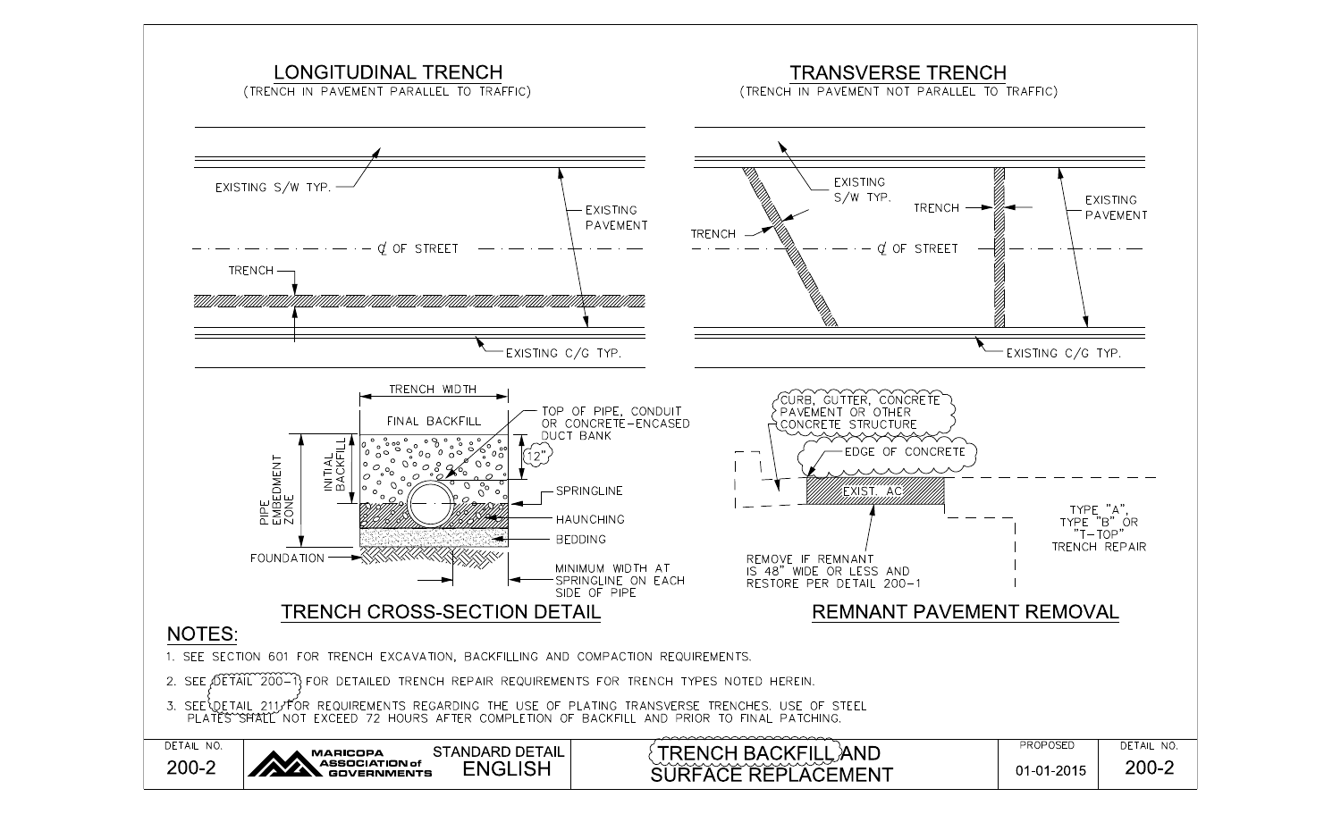## LONGITUDINAL TRENCH

(TRENCH IN PAVEMENT PARALLEL TO TRAFFIC)

EXISTING S/W TYP.

EXISTING PAVEMENT

℄ OF STREET

TRENCH

EXISTING C/G TYP.

## TRANSVERSE TRENCH

(TRENCH IN PAVEMENT NOT PARALLEL TO TRAFFIC)

EXISTING S/W TYP.

TRENCH

TRENCH

EXISTING PAVEMENT

℄ OF STREET

EXISTING C/G TYP.

## TRENCH CROSS-SECTION DETAIL

TRENCH WIDTH

FINAL BACKFILL

TOP OF PIPE, CONDUIT OR CONCRETE-ENCASED DUCT BANK

12"

PIPE EMBEDMENT ZONE

INITIAL BACKFILL

SPRINGLINE

HAUNCHING

BEDDING

FOUNDATION

MINIMUM WIDTH AT SPRINGLINE ON EACH SIDE OF PIPE

## REMNANT PAVEMENT REMOVAL

CURB, GUTTER, CONCRETE PAVEMENT OR OTHER CONCRETE STRUCTURE

EDGE OF CONCRETE

EXIST. AC

REMOVE IF REMNANT IS 48" WIDE OR LESS AND RESTORE PER DETAIL 200-1

TYPE "A", TYPE "B" OR "T-TOP" TRENCH REPAIR

## NOTES:

1. SEE SECTION 601 FOR TRENCH EXCAVATION, BACKFILLING AND COMPACTION REQUIREMENTS.
2. SEE DETAIL 200-1 FOR DETAILED TRENCH REPAIR REQUIREMENTS FOR TRENCH TYPES NOTED HEREIN.
3. SEE DETAIL 211 FOR REQUIREMENTS REGARDING THE USE OF PLATING TRANSVERSE TRENCHES. USE OF STEEL PLATES SHALL NOT EXCEED 72 HOURS AFTER COMPLETION OF BACKFILL AND PRIOR TO FINAL PATCHING.

| DETAIL NO. | | | | PROPOSED | DETAIL NO. |
|---|---|---|---|---|---|
| 200-2 | MARICOPA ASSOCIATION of GOVERNMENTS | STANDARD DETAIL ENGLISH | TRENCH BACKFILL AND SURFACE REPLACEMENT | 01-01-2015 | 200-2 |